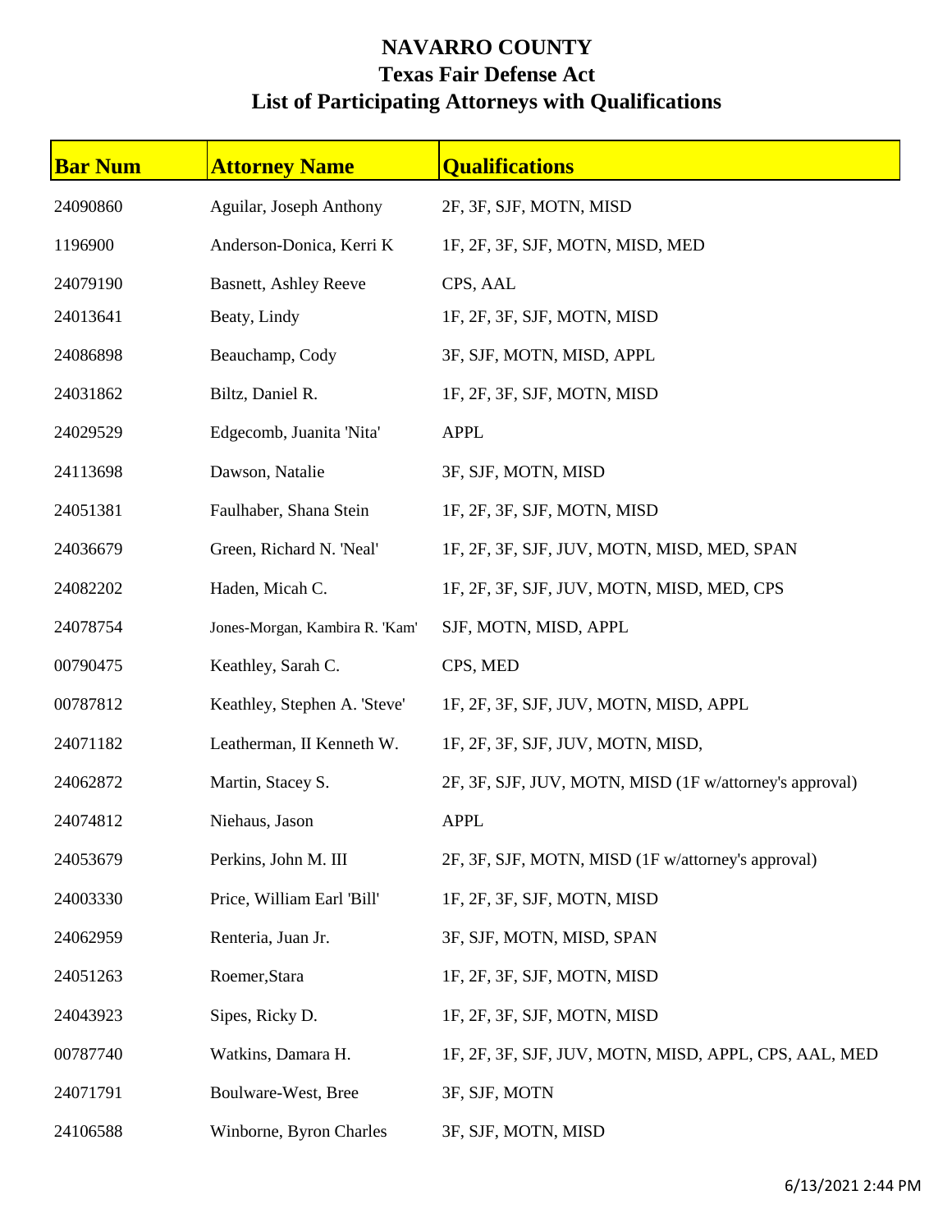# NAVARRO COUNTY
## Texas Fair Defense Act
## List of Participating Attorneys with Qualifications

| Bar Num | Attorney Name | Qualifications |
|---|---|---|
| 24090860 | Aguilar, Joseph Anthony | 2F, 3F, SJF, MOTN, MISD |
| 1196900 | Anderson-Donica, Kerri K | 1F, 2F, 3F, SJF, MOTN, MISD, MED |
| 24079190 | Basnett, Ashley Reeve | CPS, AAL |
| 24013641 | Beaty, Lindy | 1F, 2F, 3F, SJF, MOTN, MISD |
| 24086898 | Beauchamp, Cody | 3F, SJF, MOTN, MISD, APPL |
| 24031862 | Biltz, Daniel R. | 1F, 2F, 3F, SJF, MOTN, MISD |
| 24029529 | Edgecomb, Juanita 'Nita' | APPL |
| 24113698 | Dawson, Natalie | 3F, SJF, MOTN, MISD |
| 24051381 | Faulhaber, Shana Stein | 1F, 2F, 3F, SJF, MOTN, MISD |
| 24036679 | Green, Richard N. 'Neal' | 1F, 2F, 3F, SJF, JUV, MOTN, MISD, MED, SPAN |
| 24082202 | Haden, Micah C. | 1F, 2F, 3F, SJF, JUV, MOTN, MISD, MED, CPS |
| 24078754 | Jones-Morgan, Kambira R. 'Kam' | SJF, MOTN, MISD, APPL |
| 00790475 | Keathley, Sarah C. | CPS, MED |
| 00787812 | Keathley, Stephen A. 'Steve' | 1F, 2F, 3F, SJF, JUV, MOTN, MISD, APPL |
| 24071182 | Leatherman, II Kenneth W. | 1F, 2F, 3F, SJF, JUV, MOTN, MISD, |
| 24062872 | Martin, Stacey S. | 2F, 3F, SJF, JUV, MOTN, MISD (1F w/attorney's approval) |
| 24074812 | Niehaus, Jason | APPL |
| 24053679 | Perkins, John M. III | 2F, 3F, SJF, MOTN, MISD (1F w/attorney's approval) |
| 24003330 | Price, William Earl 'Bill' | 1F, 2F, 3F, SJF, MOTN, MISD |
| 24062959 | Renteria, Juan Jr. | 3F, SJF, MOTN, MISD, SPAN |
| 24051263 | Roemer,Stara | 1F, 2F, 3F, SJF, MOTN, MISD |
| 24043923 | Sipes, Ricky D. | 1F, 2F, 3F, SJF, MOTN, MISD |
| 00787740 | Watkins, Damara H. | 1F, 2F, 3F, SJF, JUV, MOTN, MISD, APPL, CPS, AAL, MED |
| 24071791 | Boulware-West, Bree | 3F, SJF, MOTN |
| 24106588 | Winborne, Byron Charles | 3F, SJF, MOTN, MISD |

6/13/2021 2:44 PM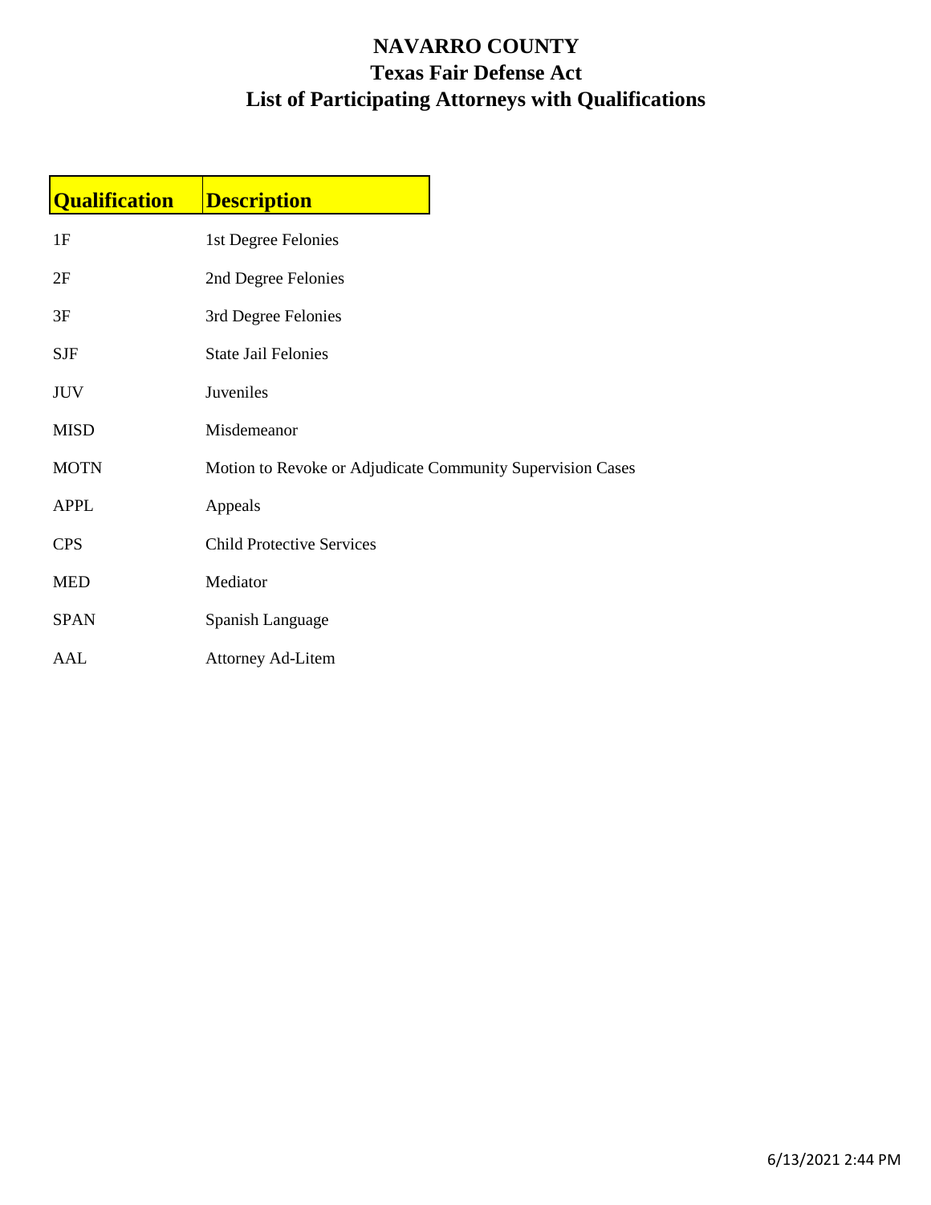# NAVARRO COUNTY
## Texas Fair Defense Act
## List of Participating Attorneys with Qualifications

| Qualification | Description |
| --- | --- |
| 1F | 1st Degree Felonies |
| 2F | 2nd Degree Felonies |
| 3F | 3rd Degree Felonies |
| SJF | State Jail Felonies |
| JUV | Juveniles |
| MISD | Misdemeanor |
| MOTN | Motion to Revoke or Adjudicate Community Supervision Cases |
| APPL | Appeals |
| CPS | Child Protective Services |
| MED | Mediator |
| SPAN | Spanish Language |
| AAL | Attorney Ad-Litem |

6/13/2021 2:44 PM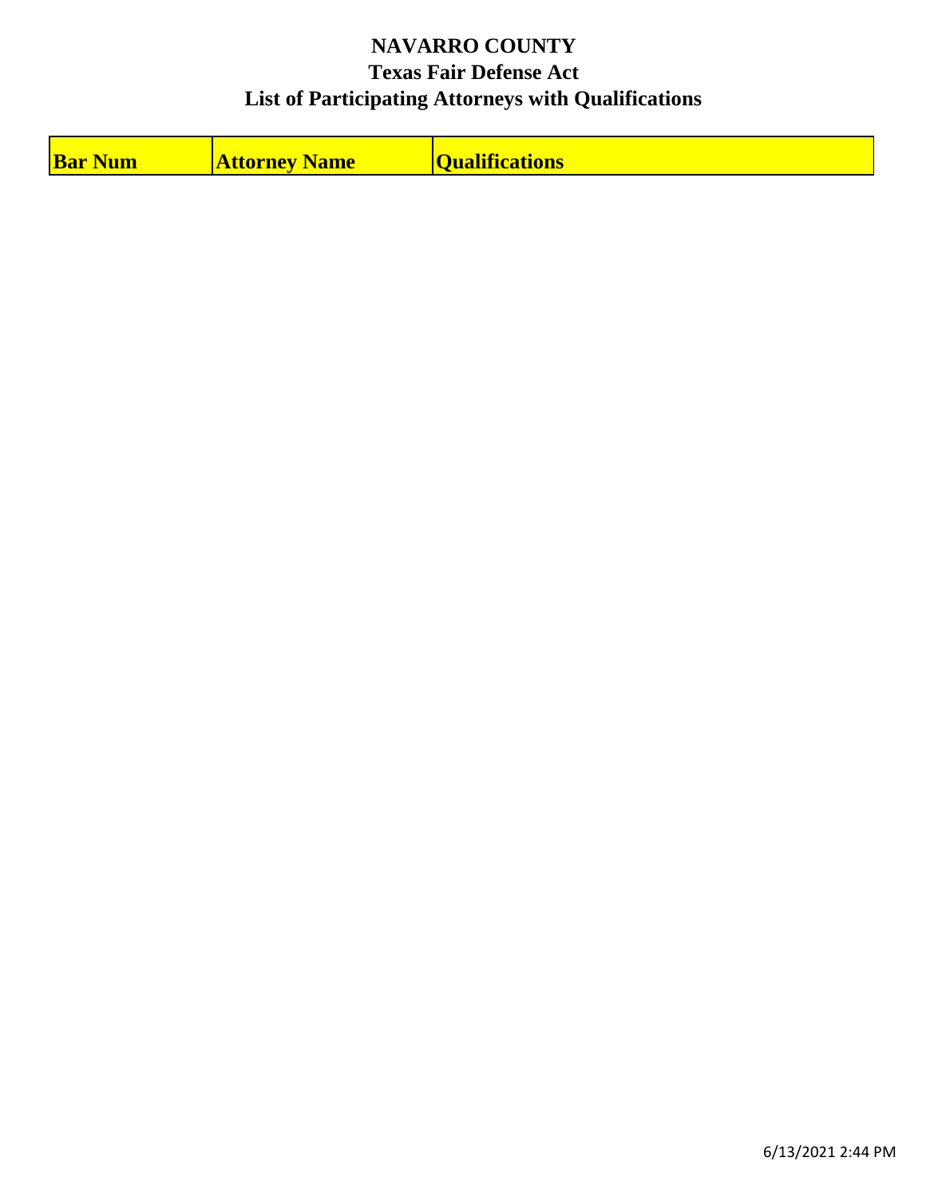# NAVARRO COUNTY

## Texas Fair Defense Act

## List of Participating Attorneys with Qualifications

| Bar Num | Attorney Name | Qualifications |
| --- | --- | --- |

6/13/2021 2:44 PM